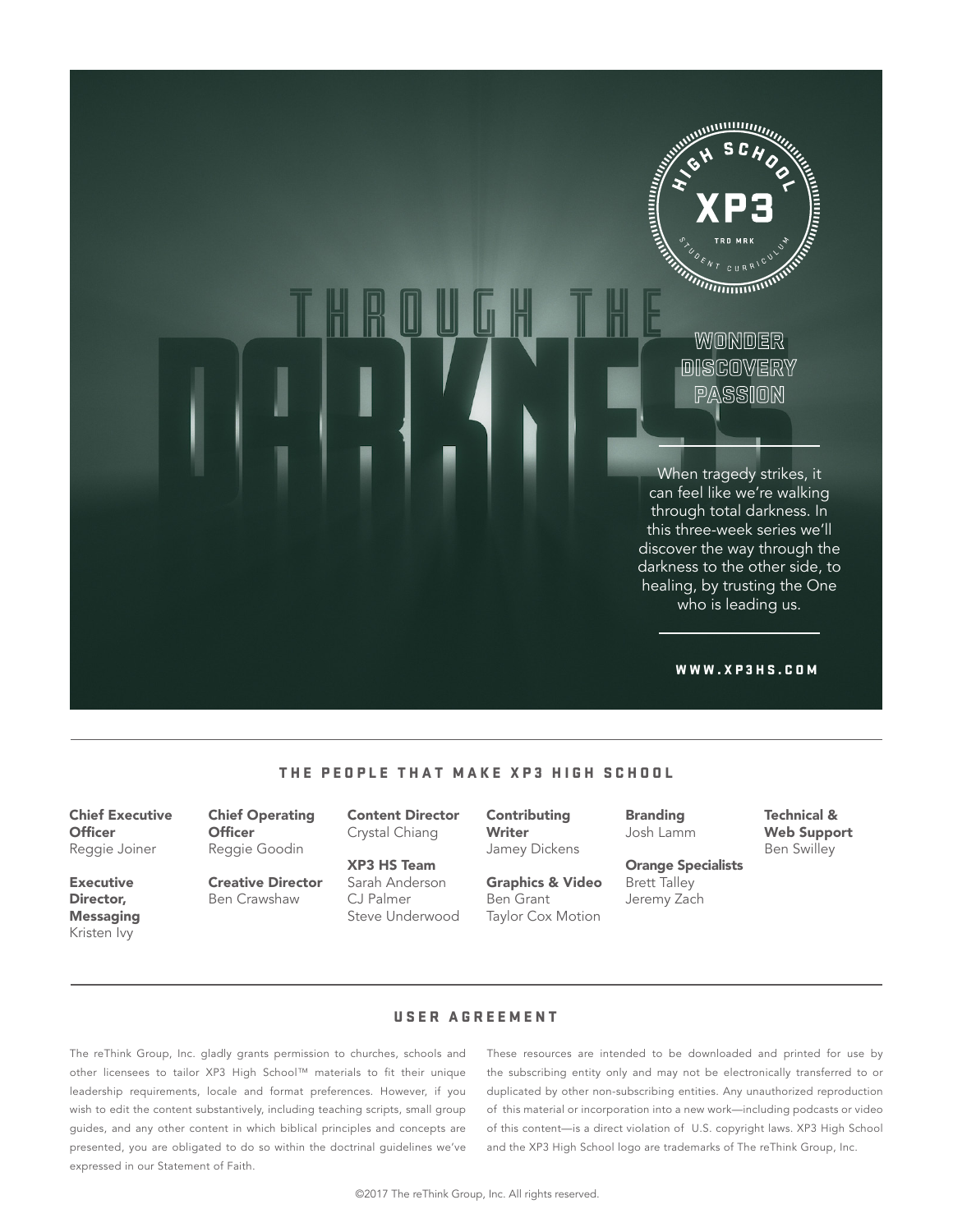# THROUGH THE DARKNESS

XP3 High School Student Curriculum

WONDER
DISCOVERY
PASSION

When tragedy strikes, it can feel like we're walking through total darkness. In this three-week series we'll discover the way through the darkness to the other side, to healing, by trusting the One who is leading us.

WWW.XP3HS.COM

---

## THE PEOPLE THAT MAKE XP3 HIGH SCHOOL

**Chief Executive Officer**
Reggie Joiner

**Executive Director, Messaging**
Kristen Ivy

**Chief Operating Officer**
Reggie Goodin

**Creative Director**
Ben Crawshaw

**Content Director**
Crystal Chiang

**XP3 HS Team**
Sarah Anderson
CJ Palmer
Steve Underwood

**Contributing Writer**
Jamey Dickens

**Graphics & Video**
Ben Grant
Taylor Cox Motion

**Branding**
Josh Lamm

**Orange Specialists**
Brett Talley
Jeremy Zach

**Technical & Web Support**
Ben Swilley

---

## USER AGREEMENT

The reThink Group, Inc. gladly grants permission to churches, schools and other licensees to tailor XP3 High School™ materials to fit their unique leadership requirements, locale and format preferences. However, if you wish to edit the content substantively, including teaching scripts, small group guides, and any other content in which biblical principles and concepts are presented, you are obligated to do so within the doctrinal guidelines we've expressed in our Statement of Faith.

These resources are intended to be downloaded and printed for use by the subscribing entity only and may not be electronically transferred to or duplicated by other non-subscribing entities. Any unauthorized reproduction of this material or incorporation into a new work—including podcasts or video of this content—is a direct violation of U.S. copyright laws. XP3 High School and the XP3 High School logo are trademarks of The reThink Group, Inc.

©2017 The reThink Group, Inc. All rights reserved.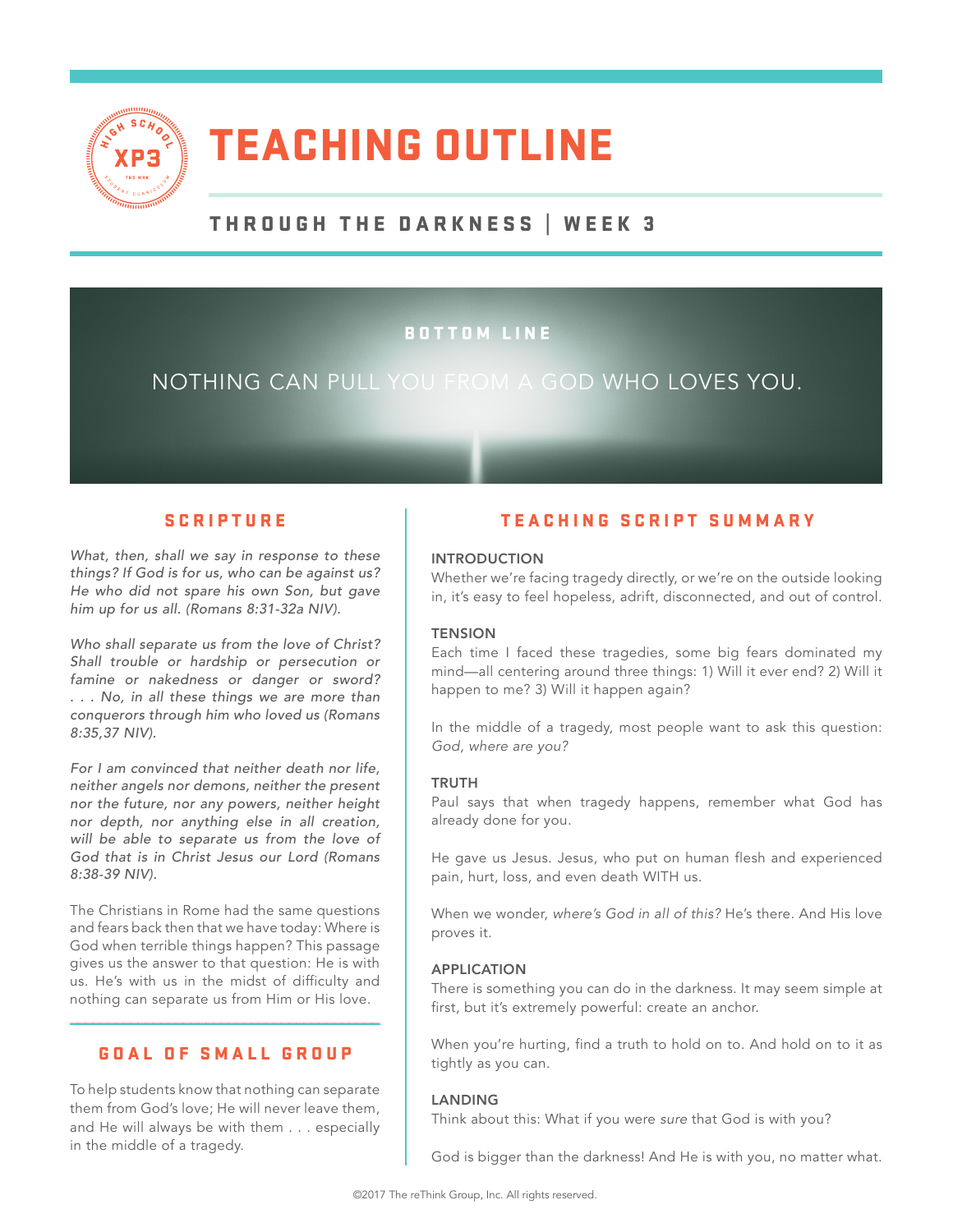# TEACHING OUTLINE

## THROUGH THE DARKNESS | WEEK 3

### BOTTOM LINE

NOTHING CAN PULL YOU FROM A GOD WHO LOVES YOU.

### SCRIPTURE

*What, then, shall we say in response to these things? If God is for us, who can be against us? He who did not spare his own Son, but gave him up for us all. (Romans 8:31-32a NIV).*

*Who shall separate us from the love of Christ? Shall trouble or hardship or persecution or famine or nakedness or danger or sword? . . . No, in all these things we are more than conquerors through him who loved us (Romans 8:35,37 NIV).*

*For I am convinced that neither death nor life, neither angels nor demons, neither the present nor the future, nor any powers, neither height nor depth, nor anything else in all creation, will be able to separate us from the love of God that is in Christ Jesus our Lord (Romans 8:38-39 NIV).*

The Christians in Rome had the same questions and fears back then that we have today: Where is God when terrible things happen? This passage gives us the answer to that question: He is with us. He's with us in the midst of difficulty and nothing can separate us from Him or His love.

### GOAL OF SMALL GROUP

To help students know that nothing can separate them from God's love; He will never leave them, and He will always be with them . . . especially in the middle of a tragedy.

### TEACHING SCRIPT SUMMARY

**INTRODUCTION**

Whether we're facing tragedy directly, or we're on the outside looking in, it's easy to feel hopeless, adrift, disconnected, and out of control.

**TENSION**

Each time I faced these tragedies, some big fears dominated my mind—all centering around three things: 1) Will it ever end? 2) Will it happen to me? 3) Will it happen again?

In the middle of a tragedy, most people want to ask this question: *God, where are you?*

**TRUTH**

Paul says that when tragedy happens, remember what God has already done for you.

He gave us Jesus. Jesus, who put on human flesh and experienced pain, hurt, loss, and even death WITH us.

When we wonder, *where's God in all of this?* He's there. And His love proves it.

**APPLICATION**

There is something you can do in the darkness. It may seem simple at first, but it's extremely powerful: create an anchor.

When you're hurting, find a truth to hold on to. And hold on to it as tightly as you can.

**LANDING**

Think about this: What if you were *sure* that God is with you?

God is bigger than the darkness! And He is with you, no matter what.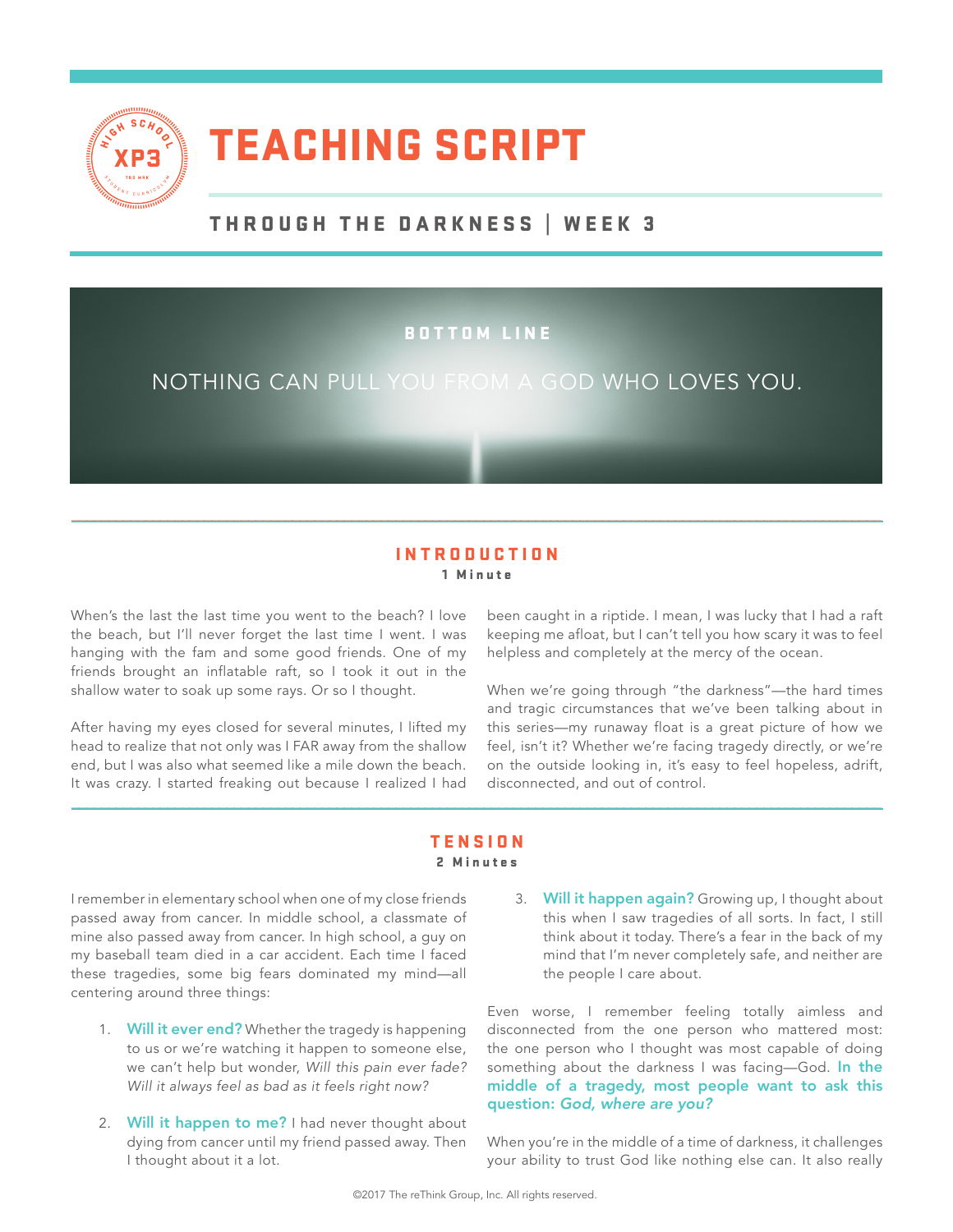# TEACHING SCRIPT

## THROUGH THE DARKNESS | WEEK 3

### BOTTOM LINE

NOTHING CAN PULL YOU FROM A GOD WHO LOVES YOU.

## INTRODUCTION

**1 Minute**

When's the last the last time you went to the beach? I love the beach, but I'll never forget the last time I went. I was hanging with the fam and some good friends. One of my friends brought an inflatable raft, so I took it out in the shallow water to soak up some rays. Or so I thought.

After having my eyes closed for several minutes, I lifted my head to realize that not only was I FAR away from the shallow end, but I was also what seemed like a mile down the beach. It was crazy. I started freaking out because I realized I had been caught in a riptide. I mean, I was lucky that I had a raft keeping me afloat, but I can't tell you how scary it was to feel helpless and completely at the mercy of the ocean.

When we're going through "the darkness"—the hard times and tragic circumstances that we've been talking about in this series—my runaway float is a great picture of how we feel, isn't it? Whether we're facing tragedy directly, or we're on the outside looking in, it's easy to feel hopeless, adrift, disconnected, and out of control.

## TENSION

**2 Minutes**

I remember in elementary school when one of my close friends passed away from cancer. In middle school, a classmate of mine also passed away from cancer. In high school, a guy on my baseball team died in a car accident. Each time I faced these tragedies, some big fears dominated my mind—all centering around three things:

1. **Will it ever end?** Whether the tragedy is happening to us or we're watching it happen to someone else, we can't help but wonder, *Will this pain ever fade? Will it always feel as bad as it feels right now?*

2. **Will it happen to me?** I had never thought about dying from cancer until my friend passed away. Then I thought about it a lot.

3. **Will it happen again?** Growing up, I thought about this when I saw tragedies of all sorts. In fact, I still think about it today. There's a fear in the back of my mind that I'm never completely safe, and neither are the people I care about.

Even worse, I remember feeling totally aimless and disconnected from the one person who mattered most: the one person who I thought was most capable of doing something about the darkness I was facing—God. **In the middle of a tragedy, most people want to ask this question: *God, where are you?***

When you're in the middle of a time of darkness, it challenges your ability to trust God like nothing else can. It also really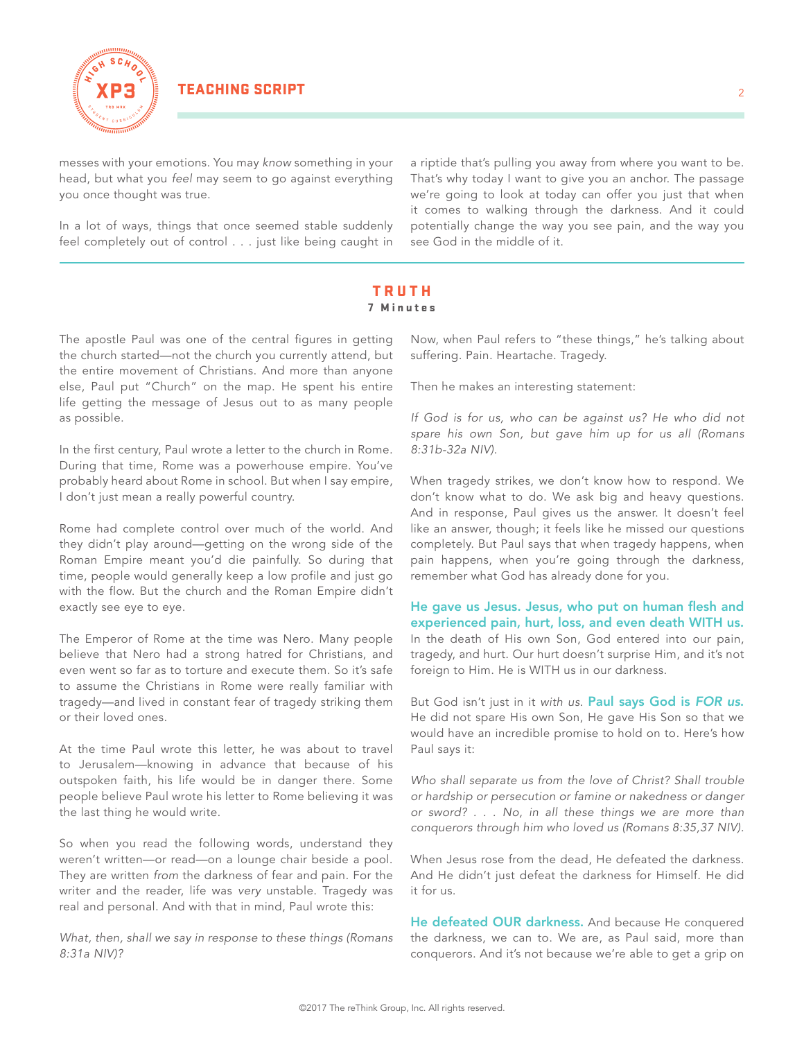messes with your emotions. You may *know* something in your head, but what you *feel* may seem to go against everything you once thought was true.

In a lot of ways, things that once seemed stable suddenly feel completely out of control . . . just like being caught in a riptide that's pulling you away from where you want to be. That's why today I want to give you an anchor. The passage we're going to look at today can offer you just that when it comes to walking through the darkness. And it could potentially change the way you see pain, and the way you see God in the middle of it.

## TRUTH

**7 Minutes**

The apostle Paul was one of the central figures in getting the church started—not the church you currently attend, but the entire movement of Christians. And more than anyone else, Paul put "Church" on the map. He spent his entire life getting the message of Jesus out to as many people as possible.

In the first century, Paul wrote a letter to the church in Rome. During that time, Rome was a powerhouse empire. You've probably heard about Rome in school. But when I say empire, I don't just mean a really powerful country.

Rome had complete control over much of the world. And they didn't play around—getting on the wrong side of the Roman Empire meant you'd die painfully. So during that time, people would generally keep a low profile and just go with the flow. But the church and the Roman Empire didn't exactly see eye to eye.

The Emperor of Rome at the time was Nero. Many people believe that Nero had a strong hatred for Christians, and even went so far as to torture and execute them. So it's safe to assume the Christians in Rome were really familiar with tragedy—and lived in constant fear of tragedy striking them or their loved ones.

At the time Paul wrote this letter, he was about to travel to Jerusalem—knowing in advance that because of his outspoken faith, his life would be in danger there. Some people believe Paul wrote his letter to Rome believing it was the last thing he would write.

So when you read the following words, understand they weren't written—or read—on a lounge chair beside a pool. They are written *from* the darkness of fear and pain. For the writer and the reader, life was *very* unstable. Tragedy was real and personal. And with that in mind, Paul wrote this:

*What, then, shall we say in response to these things (Romans 8:31a NIV)?*

Now, when Paul refers to "these things," he's talking about suffering. Pain. Heartache. Tragedy.

Then he makes an interesting statement:

*If God is for us, who can be against us? He who did not spare his own Son, but gave him up for us all (Romans 8:31b-32a NIV).*

When tragedy strikes, we don't know how to respond. We don't know what to do. We ask big and heavy questions. And in response, Paul gives us the answer. It doesn't feel like an answer, though; it feels like he missed our questions completely. But Paul says that when tragedy happens, when pain happens, when you're going through the darkness, remember what God has already done for you.

**He gave us Jesus. Jesus, who put on human flesh and experienced pain, hurt, loss, and even death WITH us.** In the death of His own Son, God entered into our pain, tragedy, and hurt. Our hurt doesn't surprise Him, and it's not foreign to Him. He is WITH us in our darkness.

But God isn't just in it *with us.* **Paul says God is *FOR us.*** He did not spare His own Son, He gave His Son so that we would have an incredible promise to hold on to. Here's how Paul says it:

*Who shall separate us from the love of Christ? Shall trouble or hardship or persecution or famine or nakedness or danger or sword? . . . No, in all these things we are more than conquerors through him who loved us (Romans 8:35,37 NIV).*

When Jesus rose from the dead, He defeated the darkness. And He didn't just defeat the darkness for Himself. He did it for us.

**He defeated OUR darkness.** And because He conquered the darkness, we can to. We are, as Paul said, more than conquerors. And it's not because we're able to get a grip on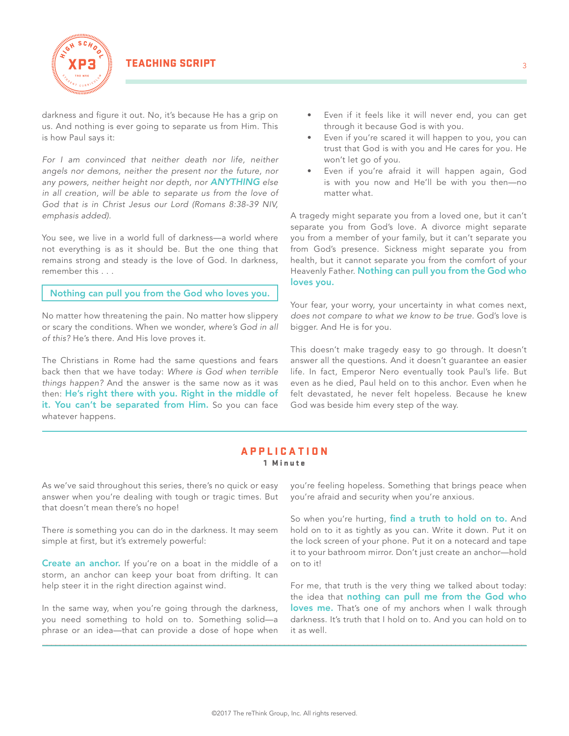darkness and figure it out. No, it's because He has a grip on us. And nothing is ever going to separate us from Him. This is how Paul says it:

*For I am convinced that neither death nor life, neither angels nor demons, neither the present nor the future, nor any powers, neither height nor depth, nor* ***ANYTHING*** *else in all creation, will be able to separate us from the love of God that is in Christ Jesus our Lord (Romans 8:38-39 NIV, emphasis added).*

You see, we live in a world full of darkness—a world where not everything is as it should be. But the one thing that remains strong and steady is the love of God. In darkness, remember this . . .

**Nothing can pull you from the God who loves you.**

No matter how threatening the pain. No matter how slippery or scary the conditions. When we wonder, *where's God in all of this?* He's there. And His love proves it.

The Christians in Rome had the same questions and fears back then that we have today: *Where is God when terrible things happen?* And the answer is the same now as it was then: **He's right there with you. Right in the middle of it. You can't be separated from Him.** So you can face whatever happens.

- Even if it feels like it will never end, you can get through it because God is with you.
- Even if you're scared it will happen to you, you can trust that God is with you and He cares for you. He won't let go of you.
- Even if you're afraid it will happen again, God is with you now and He'll be with you then—no matter what.

A tragedy might separate you from a loved one, but it can't separate you from God's love. A divorce might separate you from a member of your family, but it can't separate you from God's presence. Sickness might separate you from health, but it cannot separate you from the comfort of your Heavenly Father. **Nothing can pull you from the God who loves you.**

Your fear, your worry, your uncertainty in what comes next, *does not compare to what we know to be true*. God's love is bigger. And He is for you.

This doesn't make tragedy easy to go through. It doesn't answer all the questions. And it doesn't guarantee an easier life. In fact, Emperor Nero eventually took Paul's life. But even as he died, Paul held on to this anchor. Even when he felt devastated, he never felt hopeless. Because he knew God was beside him every step of the way.

## APPLICATION
**1 Minute**

As we've said throughout this series, there's no quick or easy answer when you're dealing with tough or tragic times. But that doesn't mean there's no hope!

There *is* something you can do in the darkness. It may seem simple at first, but it's extremely powerful:

**Create an anchor.** If you're on a boat in the middle of a storm, an anchor can keep your boat from drifting. It can help steer it in the right direction against wind.

In the same way, when you're going through the darkness, you need something to hold on to. Something solid—a phrase or an idea—that can provide a dose of hope when you're feeling hopeless. Something that brings peace when you're afraid and security when you're anxious.

So when you're hurting, **find a truth to hold on to.** And hold on to it as tightly as you can. Write it down. Put it on the lock screen of your phone. Put it on a notecard and tape it to your bathroom mirror. Don't just create an anchor—hold on to it!

For me, that truth is the very thing we talked about today: the idea that **nothing can pull me from the God who loves me.** That's one of my anchors when I walk through darkness. It's truth that I hold on to. And you can hold on to it as well.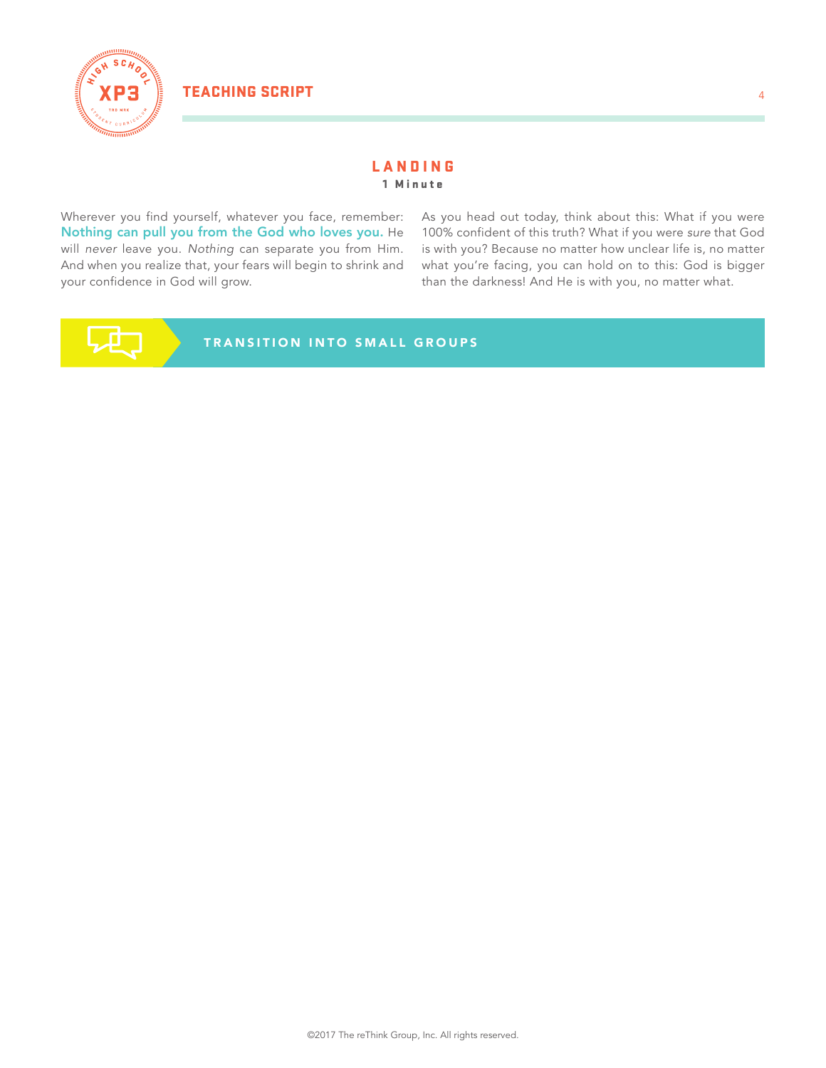## LANDING

**1 Minute**

Wherever you find yourself, whatever you face, remember: **Nothing can pull you from the God who loves you.** He will *never* leave you. *Nothing* can separate you from Him. And when you realize that, your fears will begin to shrink and your confidence in God will grow.

As you head out today, think about this: What if you were 100% confident of this truth? What if you were *sure* that God is with you? Because no matter how unclear life is, no matter what you're facing, you can hold on to this: God is bigger than the darkness! And He is with you, no matter what.

**TRANSITION INTO SMALL GROUPS**